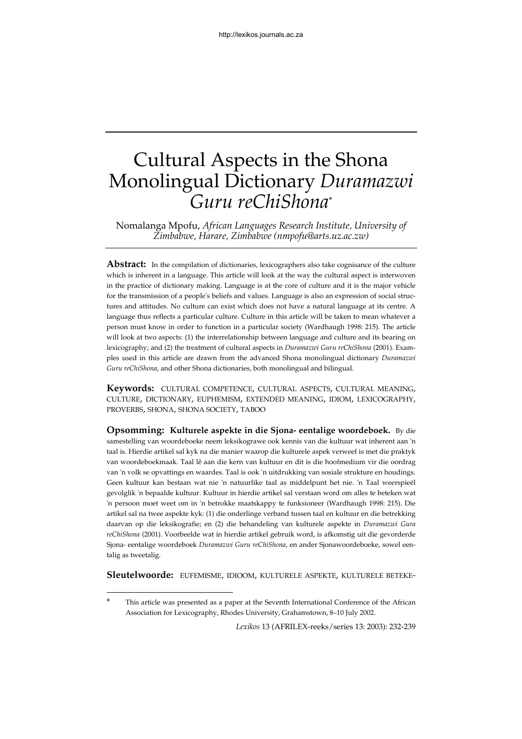# Cultural Aspects in the Shona Monolingual Dictionary *Duramazwi Guru reChiShona**

Nomalanga Mpofu, *African Languages Research Institute, University of Zimbabwe, Harare, Zimbabwe (nmpofu@arts.uz.ac.zw)*

**Abstract:** In the compilation of dictionaries, lexicographers also take cognisance of the culture which is inherent in a language. This article will look at the way the cultural aspect is interwoven in the practice of dictionary making. Language is at the core of culture and it is the major vehicle for the transmission of a people's beliefs and values. Language is also an expression of social structures and attitudes. No culture can exist which does not have a natural language at its centre. A language thus reflects a particular culture. Culture in this article will be taken to mean whatever a person must know in order to function in a particular society (Wardhaugh 1998: 215). The article will look at two aspects: (1) the interrelationship between language and culture and its bearing on lexicography; and (2) the treatment of cultural aspects in *Duramazwi Guru reChiShona* (2001). Examples used in this article are drawn from the advanced Shona monolingual dictionary *Duramazwi Guru reChiShona*, and other Shona dictionaries, both monolingual and bilingual.

**Keywords:** CULTURAL COMPETENCE, CULTURAL ASPECTS, CULTURAL MEANING, CULTURE, DICTIONARY, EUPHEMISM, EXTENDED MEANING, IDIOM, LEXICOGRAPHY, PROVERBS, SHONA, SHONA SOCIETY, TABOO

**Opsomming: Kulturele aspekte in die Sjona- eentalige woordeboek.** By die samestelling van woordeboeke neem leksikograwe ook kennis van die kultuur wat inherent aan 'n taal is. Hierdie artikel sal kyk na die manier waarop die kulturele aspek verweef is met die praktyk van woordeboekmaak. Taal lê aan die kern van kultuur en dit is die hoofmedium vir die oordrag van 'n volk se opvattings en waardes. Taal is ook 'n uitdrukking van sosiale strukture en houdings. Geen kultuur kan bestaan wat nie 'n natuurlike taal as middelpunt het nie. 'n Taal weerspieël gevolglik 'n bepaalde kultuur. Kultuur in hierdie artikel sal verstaan word om alles te beteken wat 'n persoon moet weet om in 'n betrokke maatskappy te funksioneer (Wardhaugh 1998: 215). Die artikel sal na twee aspekte kyk: (1) die onderlinge verband tussen taal en kultuur en die betrekking daarvan op die leksikografie; en (2) die behandeling van kulturele aspekte in *Duramazwi Gura reChiShona* (2001). Voorbeelde wat in hierdie artikel gebruik word, is afkomstig uit die gevorderde Sjona- eentalige woordeboek *Duramazwi Guru reChiShona*, en ander Sjonawoordeboeke, sowel eentalig as tweetalig.

**Sleutelwoorde:** EUFEMISME, IDIOOM, KULTURELE ASPEKTE, KULTURELE BETEKE-

\* This article was presented as a paper at the Seventh International Conference of the African Association for Lexicography, Rhodes University, Grahamstown, 8–10 July 2002.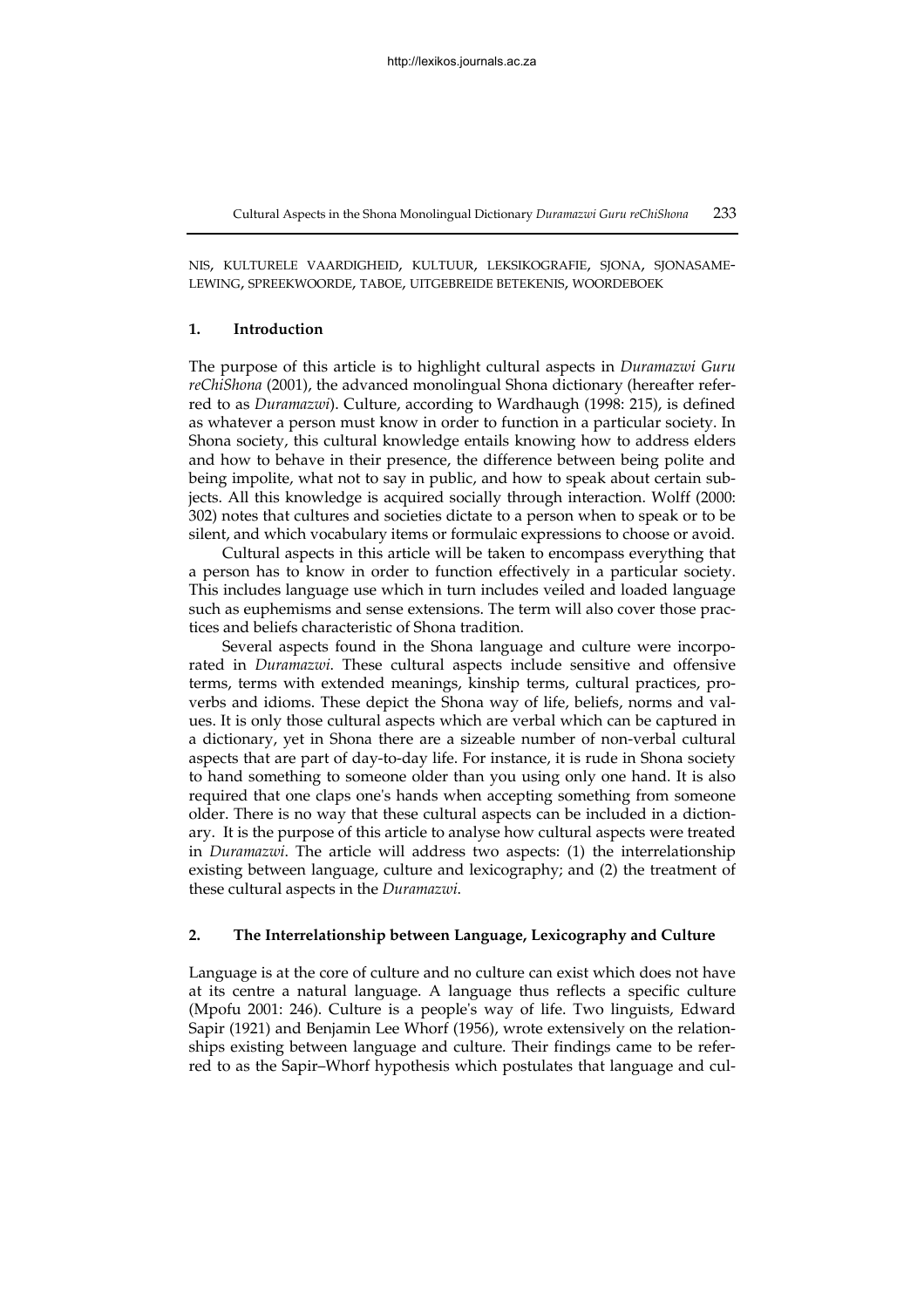NIS, KULTURELE VAARDIGHEID, KULTUUR, LEKSIKOGRAFIE, SJONA, SJONASAME-LEWING, SPREEKWOORDE, TABOE, UITGEBREIDE BETEKENIS, WOORDEBOEK

## 1. Introduction

The purpose of this article is to highlight cultural aspects in *Duramazwi Guru reChiShona* (2001), the advanced monolingual Shona dictionary (hereafter referred to as *Duramazwi*). Culture, according to Wardhaugh (1998: 215), is defined as whatever a person must know in order to function in a particular society. In Shona society, this cultural knowledge entails knowing how to address elders and how to behave in their presence, the difference between being polite and being impolite, what not to say in public, and how to speak about certain subjects. All this knowledge is acquired socially through interaction. Wolff (2000: 302) notes that cultures and societies dictate to a person when to speak or to be silent, and which vocabulary items or formulaic expressions to choose or avoid.

Cultural aspects in this article will be taken to encompass everything that a person has to know in order to function effectively in a particular society. This includes language use which in turn includes veiled and loaded language such as euphemisms and sense extensions. The term will also cover those practices and beliefs characteristic of Shona tradition.

Several aspects found in the Shona language and culture were incorporated in *Duramazwi*. These cultural aspects include sensitive and offensive terms, terms with extended meanings, kinship terms, cultural practices, proverbs and idioms. These depict the Shona way of life, beliefs, norms and values. It is only those cultural aspects which are verbal which can be captured in a dictionary, yet in Shona there are a sizeable number of non-verbal cultural aspects that are part of day-to-day life. For instance, it is rude in Shona society to hand something to someone older than you using only one hand. It is also required that one claps one's hands when accepting something from someone older. There is no way that these cultural aspects can be included in a dictionary. It is the purpose of this article to analyse how cultural aspects were treated in *Duramazwi*. The article will address two aspects: (1) the interrelationship existing between language, culture and lexicography; and (2) the treatment of these cultural aspects in the *Duramazwi*.

## 2. The Interrelationship between Language, Lexicography and Culture

Language is at the core of culture and no culture can exist which does not have at its centre a natural language. A language thus reflects a specific culture (Mpofu 2001: 246). Culture is a people's way of life. Two linguists, Edward Sapir (1921) and Benjamin Lee Whorf (1956), wrote extensively on the relationships existing between language and culture. Their findings came to be referred to as the Sapir–Whorf hypothesis which postulates that language and cul-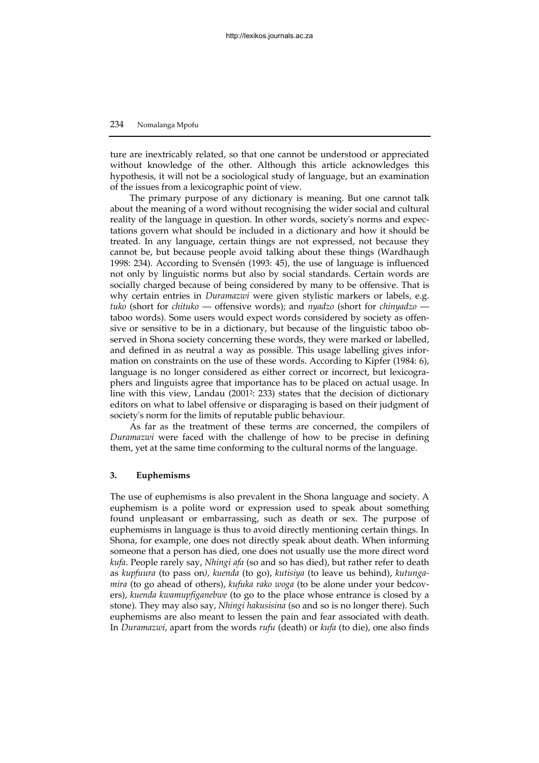ture are inextricably related, so that one cannot be understood or appreciated without knowledge of the other. Although this article acknowledges this hypothesis, it will not be a sociological study of language, but an examination of the issues from a lexicographic point of view.

The primary purpose of any dictionary is meaning. But one cannot talk about the meaning of a word without recognising the wider social and cultural reality of the language in question. In other words, society's norms and expectations govern what should be included in a dictionary and how it should be treated. In any language, certain things are not expressed, not because they cannot be, but because people avoid talking about these things (Wardhaugh 1998: 234). According to Svensén (1993: 45), the use of language is influenced not only by linguistic norms but also by social standards. Certain words are socially charged because of being considered by many to be offensive. That is why certain entries in *Duramazwi* were given stylistic markers or labels, e.g. *tuko* (short for *chituko* — offensive words); and *nyadzo* (short for *chinyadzo* — taboo words). Some users would expect words considered by society as offensive or sensitive to be in a dictionary, but because of the linguistic taboo observed in Shona society concerning these words, they were marked or labelled, and defined in as neutral a way as possible. This usage labelling gives information on constraints on the use of these words. According to Kipfer (1984: 6), language is no longer considered as either correct or incorrect, but lexicographers and linguists agree that importance has to be placed on actual usage. In line with this view, Landau (2001[2]: 233) states that the decision of dictionary editors on what to label offensive or disparaging is based on their judgment of society's norm for the limits of reputable public behaviour.

As far as the treatment of these terms are concerned, the compilers of *Duramazwi* were faced with the challenge of how to be precise in defining them, yet at the same time conforming to the cultural norms of the language.

## 3. Euphemisms

The use of euphemisms is also prevalent in the Shona language and society. A euphemism is a polite word or expression used to speak about something found unpleasant or embarrassing, such as death or sex. The purpose of euphemisms in language is thus to avoid directly mentioning certain things. In Shona, for example, one does not directly speak about death. When informing someone that a person has died, one does not usually use the more direct word *kufa*. People rarely say, *Nhingi afa* (so and so has died), but rather refer to death as *kupfuura* (to pass on), *kuenda* (to go), *kutisiya* (to leave us behind), *kutungamira* (to go ahead of others), *kufuka rako woga* (to be alone under your bedcovers), *kuenda kwamupfiganebwe* (to go to the place whose entrance is closed by a stone). They may also say, *Nhingi hakusisina* (so and so is no longer there). Such euphemisms are also meant to lessen the pain and fear associated with death. In *Duramazwi*, apart from the words *rufu* (death) or *kufa* (to die), one also finds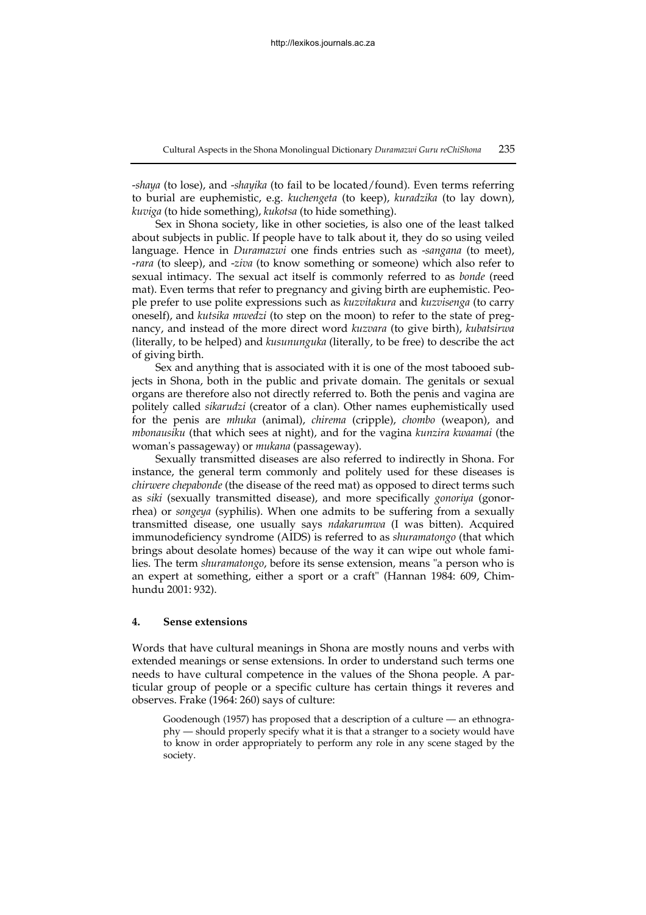-*shaya* (to lose), and -*shayika* (to fail to be located/found). Even terms referring to burial are euphemistic, e.g. *kuchengeta* (to keep), *kuradzika* (to lay down), *kuviga* (to hide something), *kukotsa* (to hide something).

Sex in Shona society, like in other societies, is also one of the least talked about subjects in public. If people have to talk about it, they do so using veiled language. Hence in *Duramazwi* one finds entries such as -*sangana* (to meet), -*rara* (to sleep), and -*ziva* (to know something or someone) which also refer to sexual intimacy. The sexual act itself is commonly referred to as *bonde* (reed mat). Even terms that refer to pregnancy and giving birth are euphemistic. People prefer to use polite expressions such as *kuzvitakura* and *kuzvisenga* (to carry oneself), and *kutsika mwedzi* (to step on the moon) to refer to the state of pregnancy, and instead of the more direct word *kuzvara* (to give birth), *kubatsirwa* (literally, to be helped) and *kusununguka* (literally, to be free) to describe the act of giving birth.

Sex and anything that is associated with it is one of the most tabooed subjects in Shona, both in the public and private domain. The genitals or sexual organs are therefore also not directly referred to. Both the penis and vagina are politely called *sikarudzi* (creator of a clan). Other names euphemistically used for the penis are *mhuka* (animal), *chirema* (cripple), *chombo* (weapon), and *mbonausiku* (that which sees at night), and for the vagina *kunzira kwaamai* (the woman's passageway) or *mukana* (passageway).

Sexually transmitted diseases are also referred to indirectly in Shona. For instance, the general term commonly and politely used for these diseases is *chirwere chepabonde* (the disease of the reed mat) as opposed to direct terms such as *siki* (sexually transmitted disease), and more specifically *gonoriya* (gonorrhea) or *songeya* (syphilis). When one admits to be suffering from a sexually transmitted disease, one usually says *ndakarumwa* (I was bitten). Acquired immunodeficiency syndrome (AIDS) is referred to as *shuramatongo* (that which brings about desolate homes) because of the way it can wipe out whole families. The term *shuramatongo*, before its sense extension, means "a person who is an expert at something, either a sport or a craft" (Hannan 1984: 609, Chimhundu 2001: 932).

## 4. Sense extensions

Words that have cultural meanings in Shona are mostly nouns and verbs with extended meanings or sense extensions. In order to understand such terms one needs to have cultural competence in the values of the Shona people. A particular group of people or a specific culture has certain things it reveres and observes. Frake (1964: 260) says of culture:

> Goodenough (1957) has proposed that a description of a culture — an ethnography — should properly specify what it is that a stranger to a society would have to know in order appropriately to perform any role in any scene staged by the society.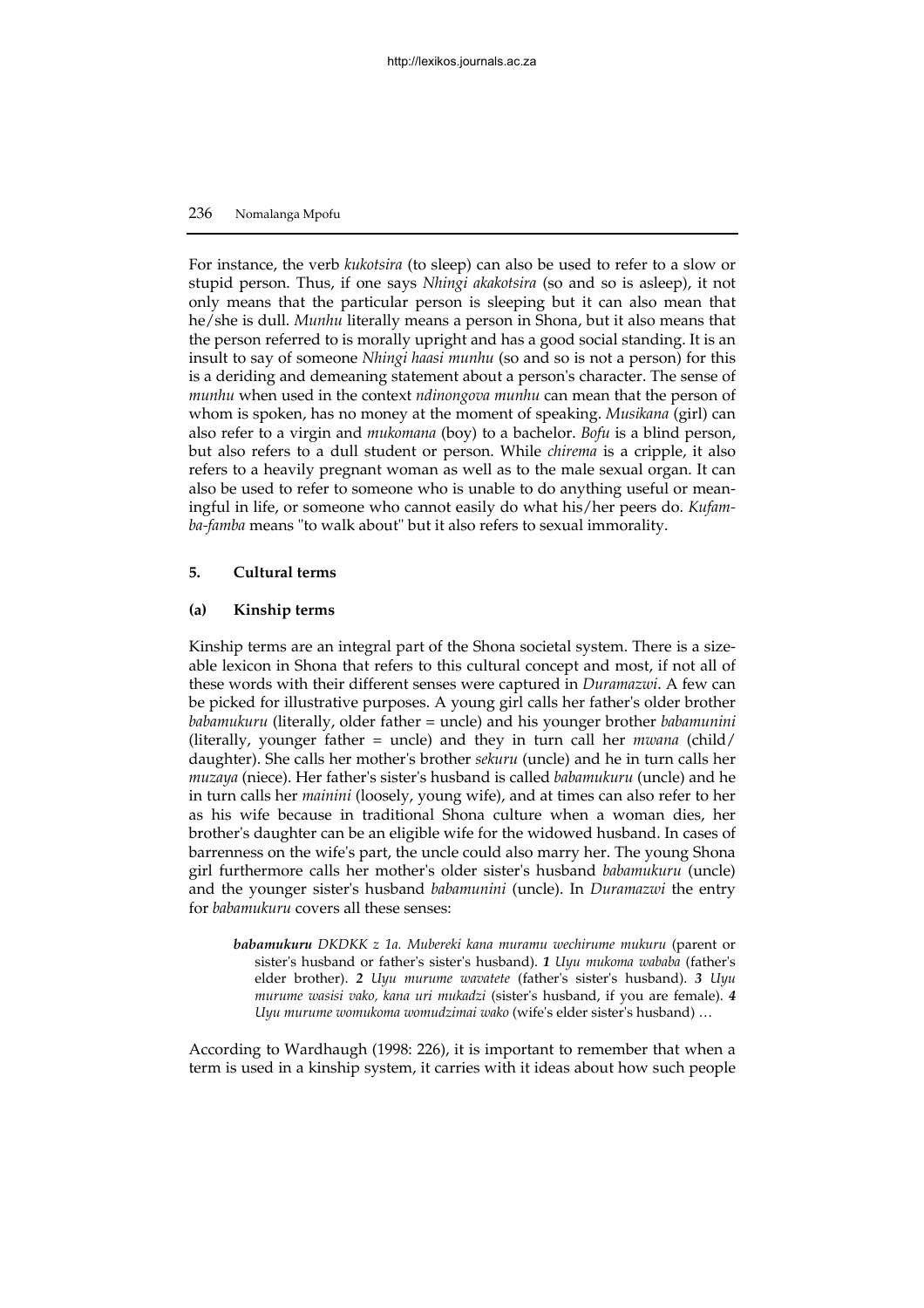For instance, the verb *kukotsira* (to sleep) can also be used to refer to a slow or stupid person. Thus, if one says *Nhingi akakotsira* (so and so is asleep), it not only means that the particular person is sleeping but it can also mean that he/she is dull. *Munhu* literally means a person in Shona, but it also means that the person referred to is morally upright and has a good social standing. It is an insult to say of someone *Nhingi haasi munhu* (so and so is not a person) for this is a deriding and demeaning statement about a person's character. The sense of *munhu* when used in the context *ndinongova munhu* can mean that the person of whom is spoken, has no money at the moment of speaking. *Musikana* (girl) can also refer to a virgin and *mukomana* (boy) to a bachelor. *Bofu* is a blind person, but also refers to a dull student or person. While *chirema* is a cripple, it also refers to a heavily pregnant woman as well as to the male sexual organ. It can also be used to refer to someone who is unable to do anything useful or meaningful in life, or someone who cannot easily do what his/her peers do. *Kufamba-famba* means "to walk about" but it also refers to sexual immorality.

## 5. Cultural terms

### (a) Kinship terms

Kinship terms are an integral part of the Shona societal system. There is a sizeable lexicon in Shona that refers to this cultural concept and most, if not all of these words with their different senses were captured in *Duramazwi*. A few can be picked for illustrative purposes. A young girl calls her father's older brother *babamukuru* (literally, older father = uncle) and his younger brother *babamunini* (literally, younger father = uncle) and they in turn call her *mwana* (child/daughter). She calls her mother's brother *sekuru* (uncle) and he in turn calls her *muzaya* (niece). Her father's sister's husband is called *babamukuru* (uncle) and he in turn calls her *mainini* (loosely, young wife), and at times can also refer to her as his wife because in traditional Shona culture when a woman dies, her brother's daughter can be an eligible wife for the widowed husband. In cases of barrenness on the wife's part, the uncle could also marry her. The young Shona girl furthermore calls her mother's older sister's husband *babamukuru* (uncle) and the younger sister's husband *babamunini* (uncle). In *Duramazwi* the entry for *babamukuru* covers all these senses:

> ***babamukuru*** *DKDKK z 1a. Mubereki kana muramu wechirume mukuru* (parent or sister's husband or father's sister's husband). ***1*** *Uyu mukoma wababa* (father's elder brother). ***2*** *Uyu murume wavatete* (father's sister's husband). ***3*** *Uyu murume wasisi vako, kana uri mukadzi* (sister's husband, if you are female). ***4*** *Uyu murume womukoma womudzimai wako* (wife's elder sister's husband) …

According to Wardhaugh (1998: 226), it is important to remember that when a term is used in a kinship system, it carries with it ideas about how such people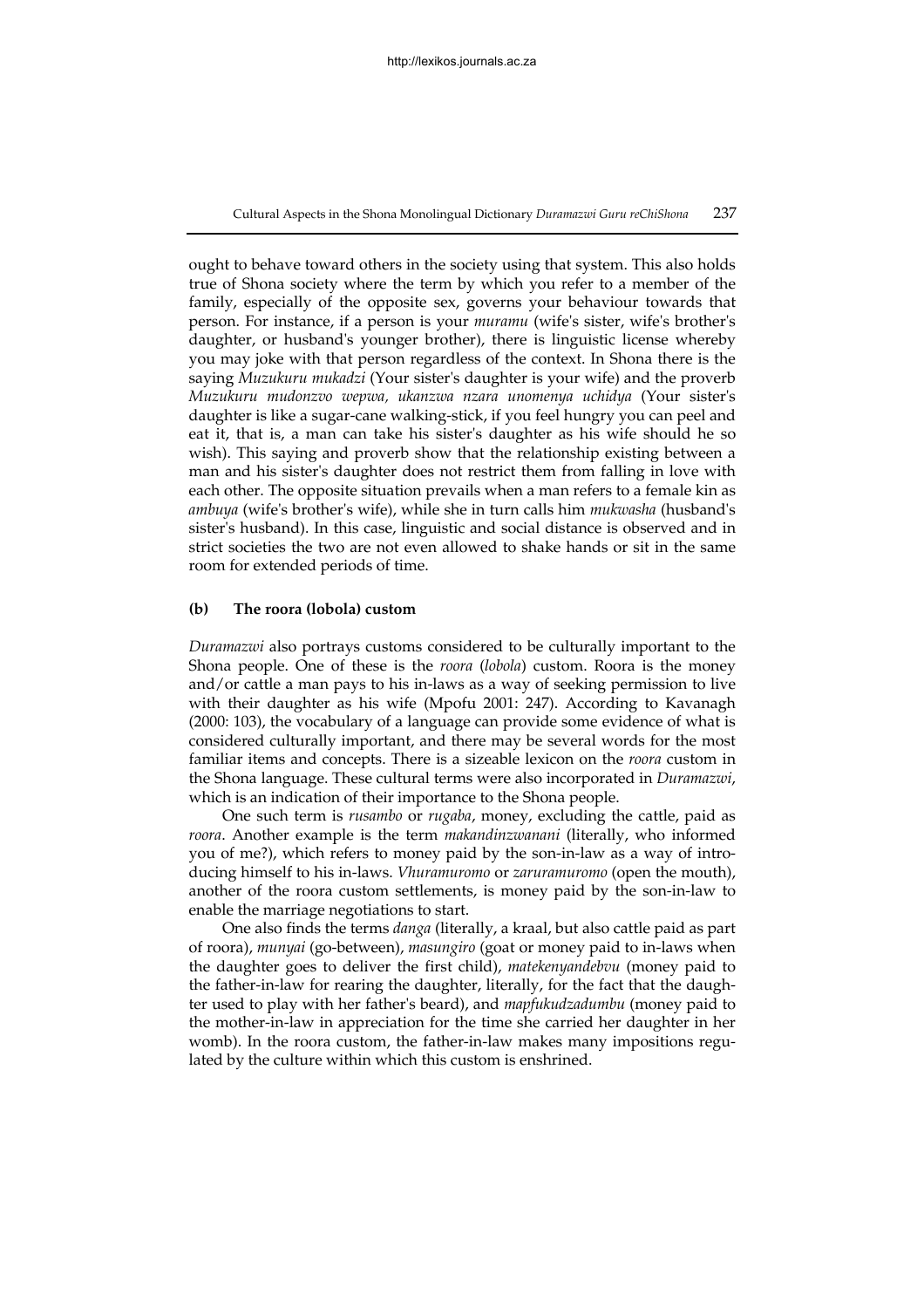ought to behave toward others in the society using that system. This also holds true of Shona society where the term by which you refer to a member of the family, especially of the opposite sex, governs your behaviour towards that person. For instance, if a person is your *muramu* (wife's sister, wife's brother's daughter, or husband's younger brother), there is linguistic license whereby you may joke with that person regardless of the context. In Shona there is the saying *Muzukuru mukadzi* (Your sister's daughter is your wife) and the proverb *Muzukuru mudonzvo wepwa, ukanzwa nzara unomenya uchidya* (Your sister's daughter is like a sugar-cane walking-stick, if you feel hungry you can peel and eat it, that is, a man can take his sister's daughter as his wife should he so wish). This saying and proverb show that the relationship existing between a man and his sister's daughter does not restrict them from falling in love with each other. The opposite situation prevails when a man refers to a female kin as *ambuya* (wife's brother's wife), while she in turn calls him *mukwasha* (husband's sister's husband). In this case, linguistic and social distance is observed and in strict societies the two are not even allowed to shake hands or sit in the same room for extended periods of time.

### (b) The roora (lobola) custom

*Duramazwi* also portrays customs considered to be culturally important to the Shona people. One of these is the *roora* (*lobola*) custom. Roora is the money and/or cattle a man pays to his in-laws as a way of seeking permission to live with their daughter as his wife (Mpofu 2001: 247). According to Kavanagh (2000: 103), the vocabulary of a language can provide some evidence of what is considered culturally important, and there may be several words for the most familiar items and concepts. There is a sizeable lexicon on the *roora* custom in the Shona language. These cultural terms were also incorporated in *Duramazwi*, which is an indication of their importance to the Shona people.

One such term is *rusambo* or *rugaba*, money, excluding the cattle, paid as *roora*. Another example is the term *makandinzwanani* (literally, who informed you of me?), which refers to money paid by the son-in-law as a way of introducing himself to his in-laws. *Vhuramuromo* or *zaruramuromo* (open the mouth), another of the roora custom settlements, is money paid by the son-in-law to enable the marriage negotiations to start.

One also finds the terms *danga* (literally, a kraal, but also cattle paid as part of roora), *munyai* (go-between), *masungiro* (goat or money paid to in-laws when the daughter goes to deliver the first child), *matekenyandebvu* (money paid to the father-in-law for rearing the daughter, literally, for the fact that the daughter used to play with her father's beard), and *mapfukudzadumbu* (money paid to the mother-in-law in appreciation for the time she carried her daughter in her womb). In the roora custom, the father-in-law makes many impositions regulated by the culture within which this custom is enshrined.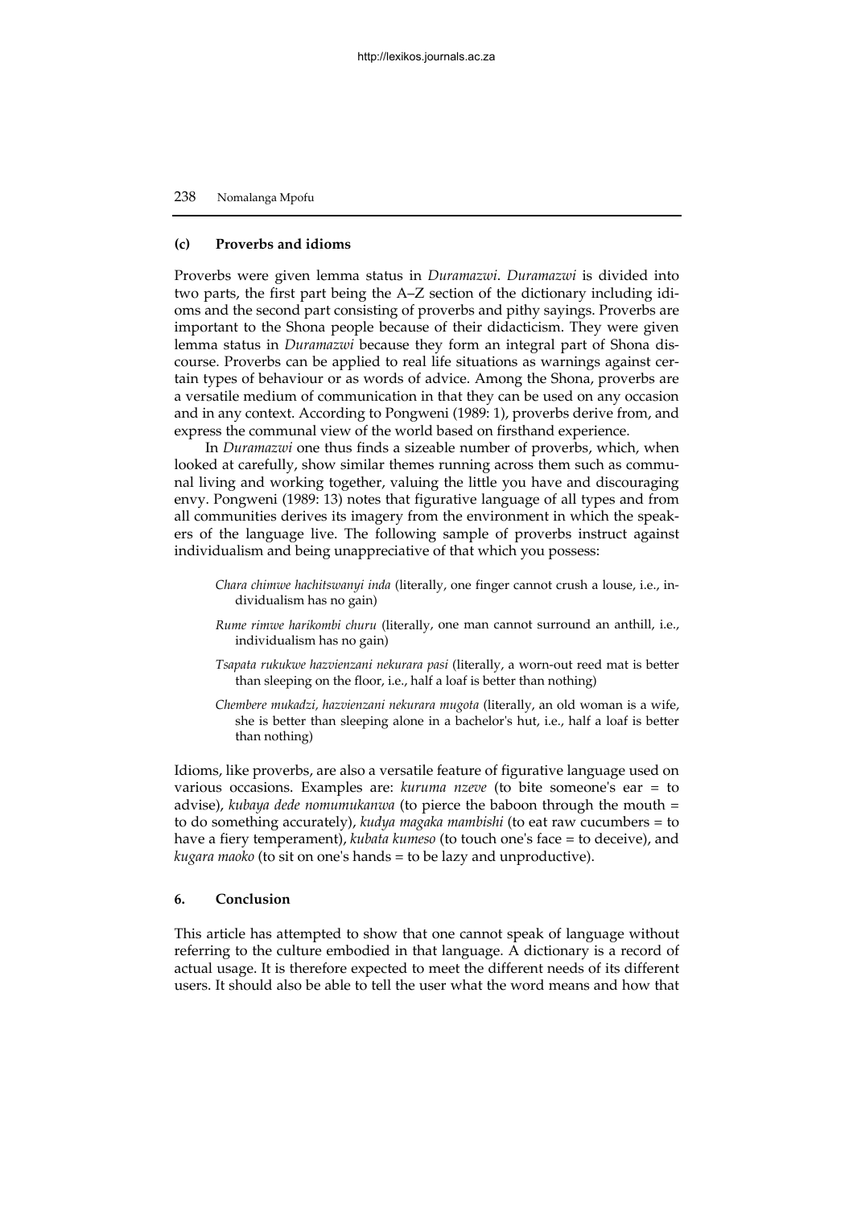### (c) Proverbs and idioms

Proverbs were given lemma status in *Duramazwi*. *Duramazwi* is divided into two parts, the first part being the A–Z section of the dictionary including idioms and the second part consisting of proverbs and pithy sayings. Proverbs are important to the Shona people because of their didacticism. They were given lemma status in *Duramazwi* because they form an integral part of Shona discourse. Proverbs can be applied to real life situations as warnings against certain types of behaviour or as words of advice. Among the Shona, proverbs are a versatile medium of communication in that they can be used on any occasion and in any context. According to Pongweni (1989: 1), proverbs derive from, and express the communal view of the world based on firsthand experience.

In *Duramazwi* one thus finds a sizeable number of proverbs, which, when looked at carefully, show similar themes running across them such as communal living and working together, valuing the little you have and discouraging envy. Pongweni (1989: 13) notes that figurative language of all types and from all communities derives its imagery from the environment in which the speakers of the language live. The following sample of proverbs instruct against individualism and being unappreciative of that which you possess:

*Chara chimwe hachitswanyi inda* (literally, one finger cannot crush a louse, i.e., individualism has no gain)

*Rume rimwe harikombi churu* (literally, one man cannot surround an anthill, i.e., individualism has no gain)

*Tsapata rukukwe hazvienzani nekurara pasi* (literally, a worn-out reed mat is better than sleeping on the floor, i.e., half a loaf is better than nothing)

*Chembere mukadzi, hazvienzani nekurara mugota* (literally, an old woman is a wife, she is better than sleeping alone in a bachelor's hut, i.e., half a loaf is better than nothing)

Idioms, like proverbs, are also a versatile feature of figurative language used on various occasions. Examples are: *kuruma nzeve* (to bite someone's ear = to advise), *kubaya dede nomumukanwa* (to pierce the baboon through the mouth = to do something accurately), *kudya magaka mambishi* (to eat raw cucumbers = to have a fiery temperament), *kubata kumeso* (to touch one's face = to deceive), and *kugara maoko* (to sit on one's hands = to be lazy and unproductive).

## 6. Conclusion

This article has attempted to show that one cannot speak of language without referring to the culture embodied in that language. A dictionary is a record of actual usage. It is therefore expected to meet the different needs of its different users. It should also be able to tell the user what the word means and how that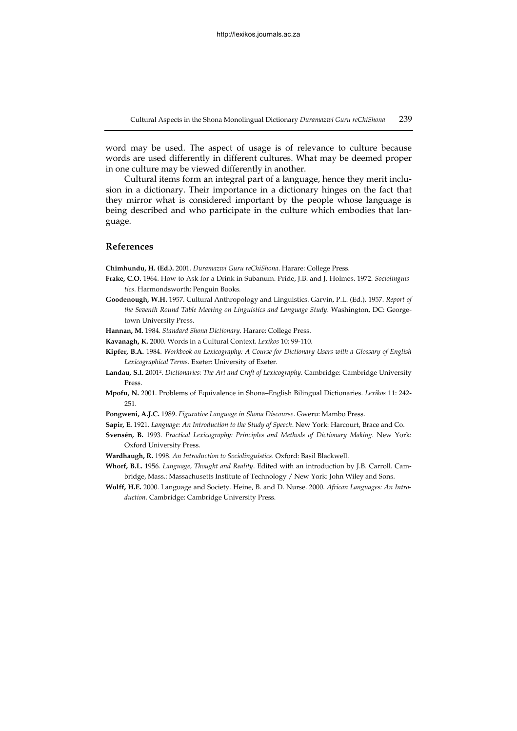word may be used. The aspect of usage is of relevance to culture because words are used differently in different cultures. What may be deemed proper in one culture may be viewed differently in another.

Cultural items form an integral part of a language, hence they merit inclusion in a dictionary. Their importance in a dictionary hinges on the fact that they mirror what is considered important by the people whose language is being described and who participate in the culture which embodies that language.

## References

**Chimhundu, H. (Ed.).** 2001. *Duramazwi Guru reChiShona*. Harare: College Press.

**Frake, C.O.** 1964. How to Ask for a Drink in Subanum. Pride, J.B. and J. Holmes. 1972. *Sociolinguistics*. Harmondsworth: Penguin Books.

**Goodenough, W.H.** 1957. Cultural Anthropology and Linguistics. Garvin, P.L. (Ed.). 1957. *Report of the Seventh Round Table Meeting on Linguistics and Language Study*. Washington, DC: Georgetown University Press.

**Hannan, M.** 1984. *Standard Shona Dictionary*. Harare: College Press.

**Kavanagh, K.** 2000. Words in a Cultural Context. *Lexikos* 10: 99-110.

**Kipfer, B.A.** 1984. *Workbook on Lexicography: A Course for Dictionary Users with a Glossary of English Lexicographical Terms*. Exeter: University of Exeter.

**Landau, S.I.** 2001². *Dictionaries: The Art and Craft of Lexicography*. Cambridge: Cambridge University Press.

**Mpofu, N.** 2001. Problems of Equivalence in Shona–English Bilingual Dictionaries. *Lexikos* 11: 242-251.

**Pongweni, A.J.C.** 1989. *Figurative Language in Shona Discourse*. Gweru: Mambo Press.

**Sapir, E.** 1921. *Language: An Introduction to the Study of Speech*. New York: Harcourt, Brace and Co.

**Svensén, B.** 1993. *Practical Lexicography: Principles and Methods of Dictionary Making.* New York: Oxford University Press.

**Wardhaugh, R.** 1998. *An Introduction to Sociolinguistics*. Oxford: Basil Blackwell.

**Whorf, B.L.** 1956. *Language, Thought and Reality*. Edited with an introduction by J.B. Carroll. Cambridge, Mass.: Massachusetts Institute of Technology / New York: John Wiley and Sons.

**Wolff, H.E.** 2000. Language and Society. Heine, B. and D. Nurse. 2000. *African Languages: An Introduction.* Cambridge: Cambridge University Press.